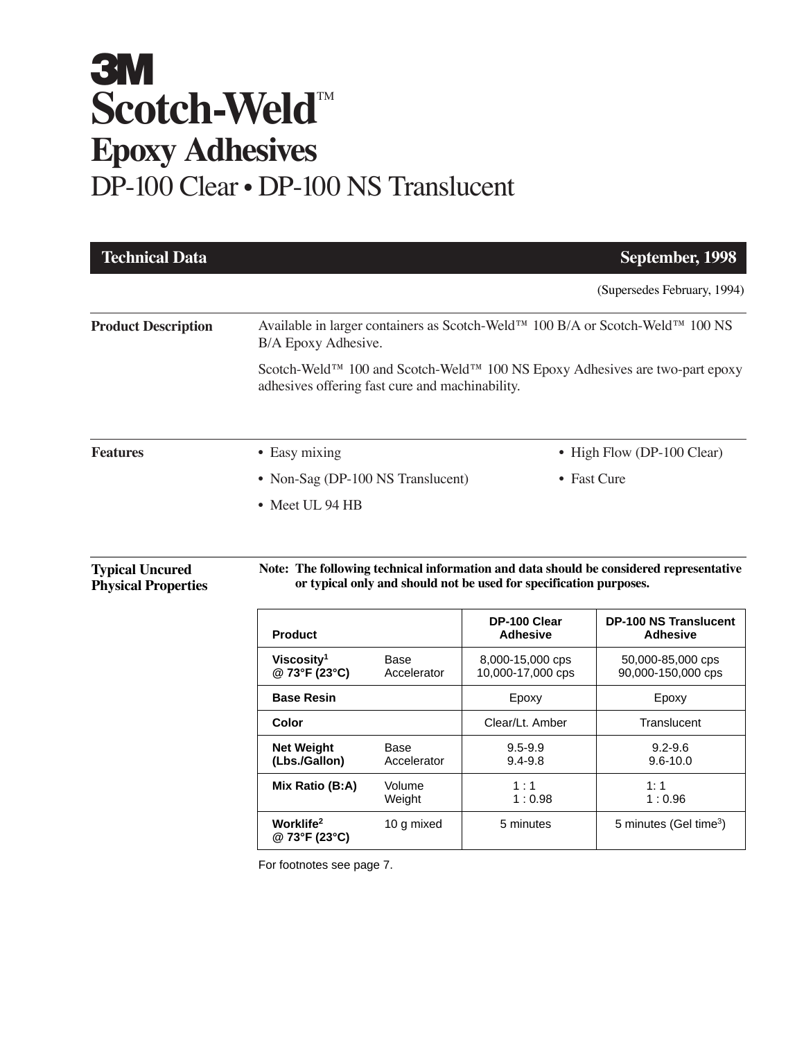# 3M Scotch-Weld™

## Epoxy Adhesives

## DP-100 Clear • DP-100 NS Translucent

**Technical Data** **September, 1998**

(Supersedes February, 1994)

**Product Description**

Available in larger containers as Scotch-Weld™ 100 B/A or Scotch-Weld™ 100 NS B/A Epoxy Adhesive.

Scotch-Weld™ 100 and Scotch-Weld™ 100 NS Epoxy Adhesives are two-part epoxy adhesives offering fast cure and machinability.

**Features**

- Easy mixing
- Non-Sag (DP-100 NS Translucent)
- Meet UL 94 HB
- High Flow (DP-100 Clear)
- Fast Cure

**Typical Uncured Physical Properties**

**Note: The following technical information and data should be considered representative or typical only and should not be used for specification purposes.**

| Product | | DP-100 Clear Adhesive | DP-100 NS Translucent Adhesive |
|---|---|---|---|
| **Viscosity[1] @ 73°F (23°C)** | Base<br>Accelerator | 8,000-15,000 cps<br>10,000-17,000 cps | 50,000-85,000 cps<br>90,000-150,000 cps |
| **Base Resin** | | Epoxy | Epoxy |
| **Color** | | Clear/Lt. Amber | Translucent |
| **Net Weight (Lbs./Gallon)** | Base<br>Accelerator | 9.5-9.9<br>9.4-9.8 | 9.2-9.6<br>9.6-10.0 |
| **Mix Ratio (B:A)** | Volume<br>Weight | 1 : 1<br>1 : 0.98 | 1: 1<br>1 : 0.96 |
| **Worklife[2] @ 73°F (23°C)** | 10 g mixed | 5 minutes | 5 minutes (Gel time[3]) |

For footnotes see page 7.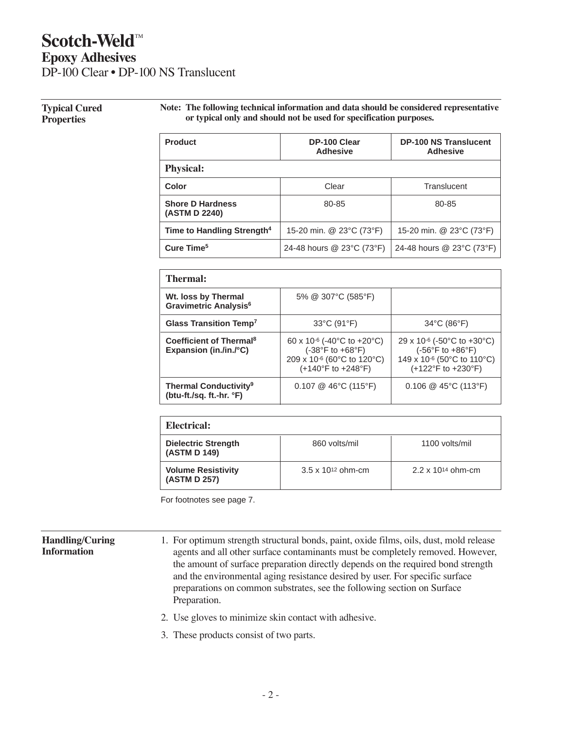# Scotch-Weld™

## Epoxy Adhesives

DP-100 Clear • DP-100 NS Translucent

### Typical Cured Properties

**Note: The following technical information and data should be considered representative or typical only and should not be used for specification purposes.**

| Product | DP-100 Clear Adhesive | DP-100 NS Translucent Adhesive |
|---|---|---|
| **Physical:** | | |
| Color | Clear | Translucent |
| Shore D Hardness (ASTM D 2240) | 80-85 | 80-85 |
| Time to Handling Strength[4] | 15-20 min. @ 23°C (73°F) | 15-20 min. @ 23°C (73°F) |
| Cure Time[5] | 24-48 hours @ 23°C (73°F) | 24-48 hours @ 23°C (73°F) |

| **Thermal:** | | |
|---|---|---|
| Wt. loss by Thermal Gravimetric Analysis[6] | 5% @ 307°C (585°F) | |
| Glass Transition Temp[7] | 33°C (91°F) | 34°C (86°F) |
| Coefficient of Thermal[8] Expansion (in./in./°C) | $60 \times 10^{-6}$ (-40°C to +20°C) (-38°F to +68°F) $209 \times 10^{-6}$ (60°C to 120°C) (+140°F to +248°F) | $29 \times 10^{-6}$ (-50°C to +30°C) (-56°F to +86°F) $149 \times 10^{-6}$ (50°C to 110°C) (+122°F to +230°F) |
| Thermal Conductivity[9] (btu-ft./sq. ft.-hr. °F) | 0.107 @ 46°C (115°F) | 0.106 @ 45°C (113°F) |

| **Electrical:** | | |
|---|---|---|
| Dielectric Strength (ASTM D 149) | 860 volts/mil | 1100 volts/mil |
| Volume Resistivity (ASTM D 257) | $3.5 \times 10^{12}$ ohm-cm | $2.2 \times 10^{14}$ ohm-cm |

For footnotes see page 7.

### Handling/Curing Information

1. For optimum strength structural bonds, paint, oxide films, oils, dust, mold release agents and all other surface contaminants must be completely removed. However, the amount of surface preparation directly depends on the required bond strength and the environmental aging resistance desired by user. For specific surface preparations on common substrates, see the following section on Surface Preparation.
2. Use gloves to minimize skin contact with adhesive.
3. These products consist of two parts.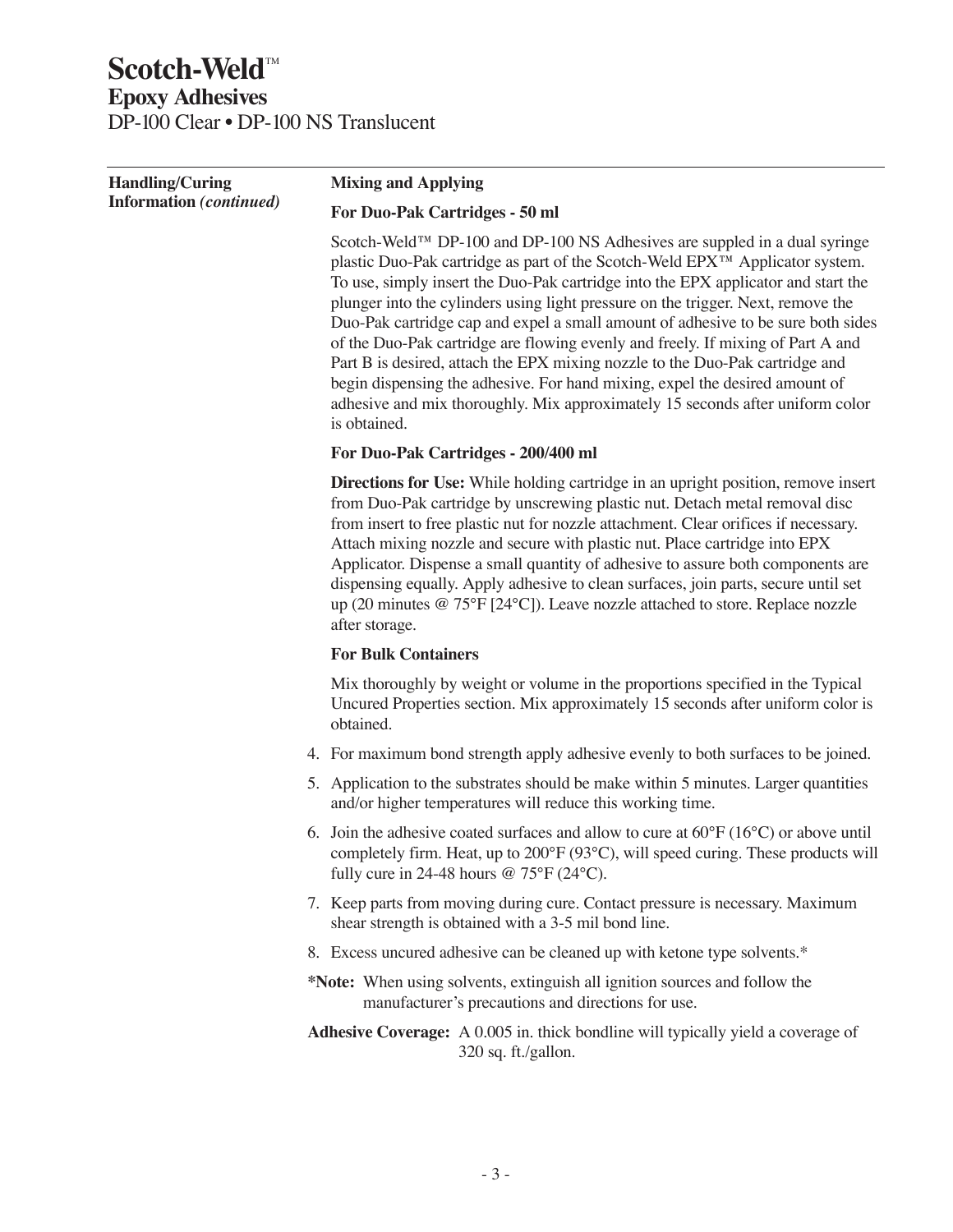# Scotch-Weld™

## Epoxy Adhesives

DP-100 Clear • DP-100 NS Translucent

**Handling/Curing Information** ***(continued)***

**Mixing and Applying**

**For Duo-Pak Cartridges - 50 ml**

Scotch-Weld™ DP-100 and DP-100 NS Adhesives are suppled in a dual syringe plastic Duo-Pak cartridge as part of the Scotch-Weld EPX™ Applicator system. To use, simply insert the Duo-Pak cartridge into the EPX applicator and start the plunger into the cylinders using light pressure on the trigger. Next, remove the Duo-Pak cartridge cap and expel a small amount of adhesive to be sure both sides of the Duo-Pak cartridge are flowing evenly and freely. If mixing of Part A and Part B is desired, attach the EPX mixing nozzle to the Duo-Pak cartridge and begin dispensing the adhesive. For hand mixing, expel the desired amount of adhesive and mix thoroughly. Mix approximately 15 seconds after uniform color is obtained.

**For Duo-Pak Cartridges - 200/400 ml**

**Directions for Use:** While holding cartridge in an upright position, remove insert from Duo-Pak cartridge by unscrewing plastic nut. Detach metal removal disc from insert to free plastic nut for nozzle attachment. Clear orifices if necessary. Attach mixing nozzle and secure with plastic nut. Place cartridge into EPX Applicator. Dispense a small quantity of adhesive to assure both components are dispensing equally. Apply adhesive to clean surfaces, join parts, secure until set up (20 minutes @ 75°F [24°C]). Leave nozzle attached to store. Replace nozzle after storage.

**For Bulk Containers**

Mix thoroughly by weight or volume in the proportions specified in the Typical Uncured Properties section. Mix approximately 15 seconds after uniform color is obtained.

4. For maximum bond strength apply adhesive evenly to both surfaces to be joined.
5. Application to the substrates should be make within 5 minutes. Larger quantities and/or higher temperatures will reduce this working time.
6. Join the adhesive coated surfaces and allow to cure at 60°F (16°C) or above until completely firm. Heat, up to 200°F (93°C), will speed curing. These products will fully cure in 24-48 hours @ 75°F (24°C).
7. Keep parts from moving during cure. Contact pressure is necessary. Maximum shear strength is obtained with a 3-5 mil bond line.
8. Excess uncured adhesive can be cleaned up with ketone type solvents.*

***Note:** When using solvents, extinguish all ignition sources and follow the manufacturer's precautions and directions for use.

**Adhesive Coverage:** A 0.005 in. thick bondline will typically yield a coverage of 320 sq. ft./gallon.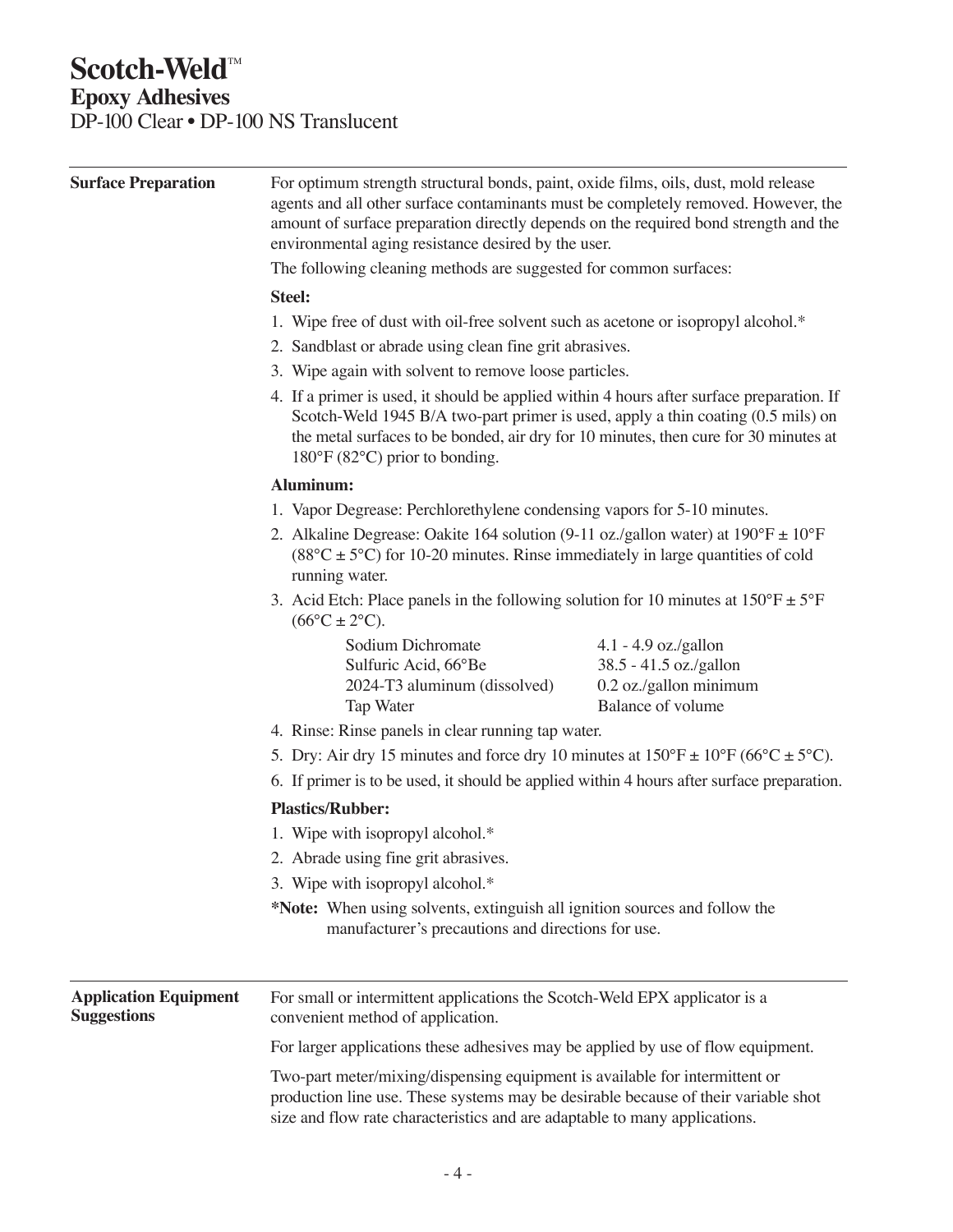## Surface Preparation

For optimum strength structural bonds, paint, oxide films, oils, dust, mold release agents and all other surface contaminants must be completely removed. However, the amount of surface preparation directly depends on the required bond strength and the environmental aging resistance desired by the user.

The following cleaning methods are suggested for common surfaces:

**Steel:**

1. Wipe free of dust with oil-free solvent such as acetone or isopropyl alcohol.*
2. Sandblast or abrade using clean fine grit abrasives.
3. Wipe again with solvent to remove loose particles.
4. If a primer is used, it should be applied within 4 hours after surface preparation. If Scotch-Weld 1945 B/A two-part primer is used, apply a thin coating (0.5 mils) on the metal surfaces to be bonded, air dry for 10 minutes, then cure for 30 minutes at 180°F (82°C) prior to bonding.

**Aluminum:**

1. Vapor Degrease: Perchlorethylene condensing vapors for 5-10 minutes.
2. Alkaline Degrease: Oakite 164 solution (9-11 oz./gallon water) at 190°F ± 10°F (88°C ± 5°C) for 10-20 minutes. Rinse immediately in large quantities of cold running water.
3. Acid Etch: Place panels in the following solution for 10 minutes at 150°F ± 5°F (66°C ± 2°C).

| | |
|---|---|
| Sodium Dichromate | 4.1 - 4.9 oz./gallon |
| Sulfuric Acid, 66°Be | 38.5 - 41.5 oz./gallon |
| 2024-T3 aluminum (dissolved) | 0.2 oz./gallon minimum |
| Tap Water | Balance of volume |

4. Rinse: Rinse panels in clear running tap water.
5. Dry: Air dry 15 minutes and force dry 10 minutes at 150°F ± 10°F (66°C ± 5°C).
6. If primer is to be used, it should be applied within 4 hours after surface preparation.

**Plastics/Rubber:**

1. Wipe with isopropyl alcohol.*
2. Abrade using fine grit abrasives.
3. Wipe with isopropyl alcohol.*

***Note:** When using solvents, extinguish all ignition sources and follow the manufacturer's precautions and directions for use.

## Application Equipment Suggestions

For small or intermittent applications the Scotch-Weld EPX applicator is a convenient method of application.

For larger applications these adhesives may be applied by use of flow equipment.

Two-part meter/mixing/dispensing equipment is available for intermittent or production line use. These systems may be desirable because of their variable shot size and flow rate characteristics and are adaptable to many applications.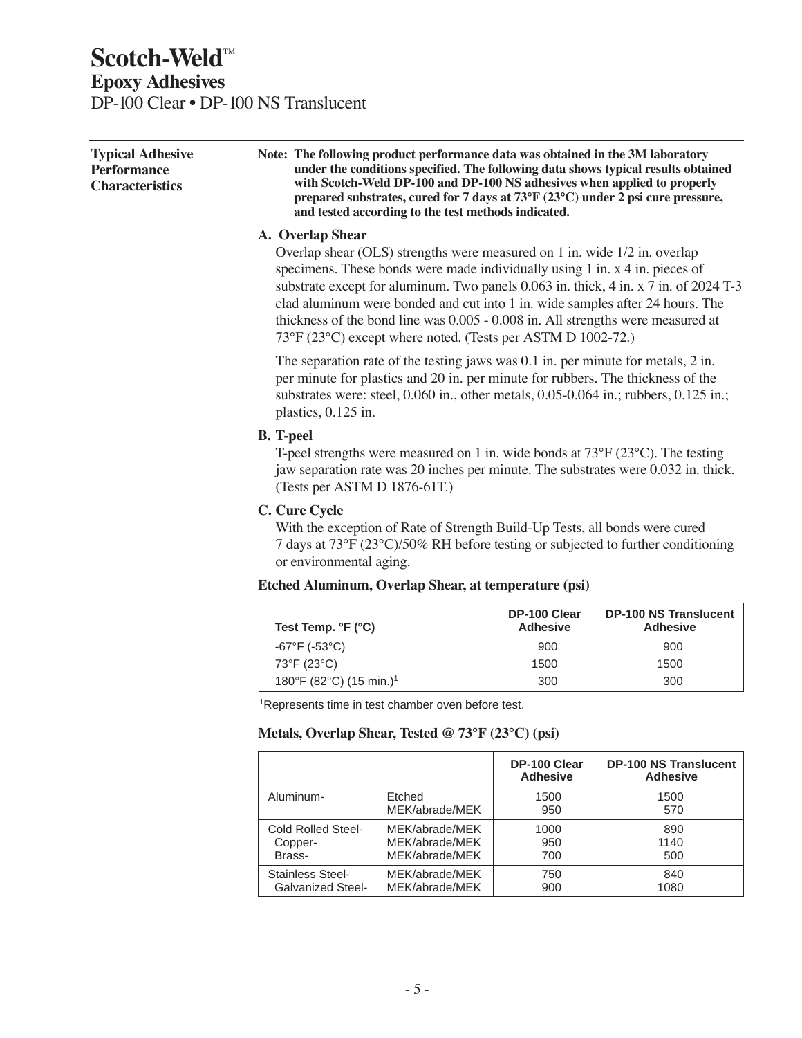# Scotch-Weld™

## Epoxy Adhesives

DP-100 Clear • DP-100 NS Translucent

### Typical Adhesive Performance Characteristics

**Note: The following product performance data was obtained in the 3M laboratory under the conditions specified. The following data shows typical results obtained with Scotch-Weld DP-100 and DP-100 NS adhesives when applied to properly prepared substrates, cured for 7 days at 73°F (23°C) under 2 psi cure pressure, and tested according to the test methods indicated.**

**A. Overlap Shear**

Overlap shear (OLS) strengths were measured on 1 in. wide 1/2 in. overlap specimens. These bonds were made individually using 1 in. x 4 in. pieces of substrate except for aluminum. Two panels 0.063 in. thick, 4 in. x 7 in. of 2024 T-3 clad aluminum were bonded and cut into 1 in. wide samples after 24 hours. The thickness of the bond line was 0.005 - 0.008 in. All strengths were measured at 73°F (23°C) except where noted. (Tests per ASTM D 1002-72.)

The separation rate of the testing jaws was 0.1 in. per minute for metals, 2 in. per minute for plastics and 20 in. per minute for rubbers. The thickness of the substrates were: steel, 0.060 in., other metals, 0.05-0.064 in.; rubbers, 0.125 in.; plastics, 0.125 in.

**B. T-peel**

T-peel strengths were measured on 1 in. wide bonds at 73°F (23°C). The testing jaw separation rate was 20 inches per minute. The substrates were 0.032 in. thick. (Tests per ASTM D 1876-61T.)

**C. Cure Cycle**

With the exception of Rate of Strength Build-Up Tests, all bonds were cured 7 days at 73°F (23°C)/50% RH before testing or subjected to further conditioning or environmental aging.

**Etched Aluminum, Overlap Shear, at temperature (psi)**

| Test Temp. °F (°C) | DP-100 Clear Adhesive | DP-100 NS Translucent Adhesive |
|---|---|---|
| -67°F (-53°C) | 900 | 900 |
| 73°F (23°C) | 1500 | 1500 |
| 180°F (82°C) (15 min.)[1] | 300 | 300 |

[1]Represents time in test chamber oven before test.

**Metals, Overlap Shear, Tested @ 73°F (23°C) (psi)**

| | | DP-100 Clear Adhesive | DP-100 NS Translucent Adhesive |
|---|---|---|---|
| Aluminum- | Etched | 1500 | 1500 |
| | MEK/abrade/MEK | 950 | 570 |
| Cold Rolled Steel- | MEK/abrade/MEK | 1000 | 890 |
| Copper- | MEK/abrade/MEK | 950 | 1140 |
| Brass- | MEK/abrade/MEK | 700 | 500 |
| Stainless Steel- | MEK/abrade/MEK | 750 | 840 |
| Galvanized Steel- | MEK/abrade/MEK | 900 | 1080 |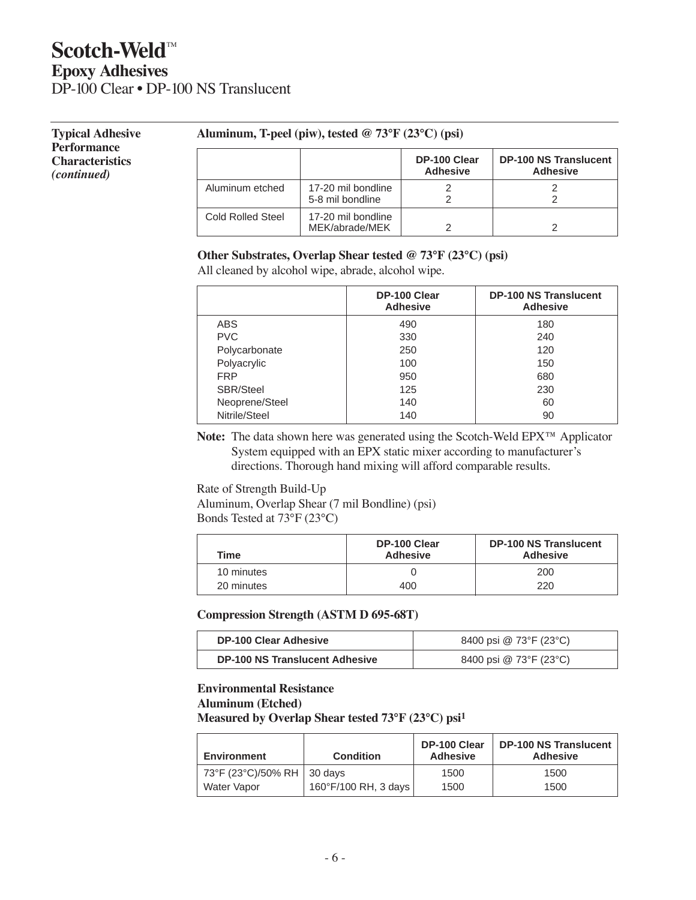# Scotch-Weld™

## Epoxy Adhesives

DP-100 Clear • DP-100 NS Translucent

**Typical Adhesive Performance Characteristics** ***(continued)***

**Aluminum, T-peel (piw), tested @ 73°F (23°C) (psi)**

| | | DP-100 Clear Adhesive | DP-100 NS Translucent Adhesive |
|---|---|---|---|
| Aluminum etched | 17-20 mil bondline<br>5-8 mil bondline | 2<br>2 | 2<br>2 |
| Cold Rolled Steel | 17-20 mil bondline<br>MEK/abrade/MEK | 2 | 2 |

**Other Substrates, Overlap Shear tested @ 73°F (23°C) (psi)**

All cleaned by alcohol wipe, abrade, alcohol wipe.

| | DP-100 Clear Adhesive | DP-100 NS Translucent Adhesive |
|---|---|---|
| ABS | 490 | 180 |
| PVC | 330 | 240 |
| Polycarbonate | 250 | 120 |
| Polyacrylic | 100 | 150 |
| FRP | 950 | 680 |
| SBR/Steel | 125 | 230 |
| Neoprene/Steel | 140 | 60 |
| Nitrile/Steel | 140 | 90 |

**Note:** The data shown here was generated using the Scotch-Weld EPX™ Applicator System equipped with an EPX static mixer according to manufacturer's directions. Thorough hand mixing will afford comparable results.

Rate of Strength Build-Up
Aluminum, Overlap Shear (7 mil Bondline) (psi)
Bonds Tested at 73°F (23°C)

| Time | DP-100 Clear Adhesive | DP-100 NS Translucent Adhesive |
|---|---|---|
| 10 minutes | 0 | 200 |
| 20 minutes | 400 | 220 |

**Compression Strength (ASTM D 695-68T)**

| | |
|---|---|
| **DP-100 Clear Adhesive** | 8400 psi @ 73°F (23°C) |
| **DP-100 NS Translucent Adhesive** | 8400 psi @ 73°F (23°C) |

**Environmental Resistance**
**Aluminum (Etched)**
**Measured by Overlap Shear tested 73°F (23°C) psi[1]**

| Environment | Condition | DP-100 Clear Adhesive | DP-100 NS Translucent Adhesive |
|---|---|---|---|
| 73°F (23°C)/50% RH | 30 days | 1500 | 1500 |
| Water Vapor | 160°F/100 RH, 3 days | 1500 | 1500 |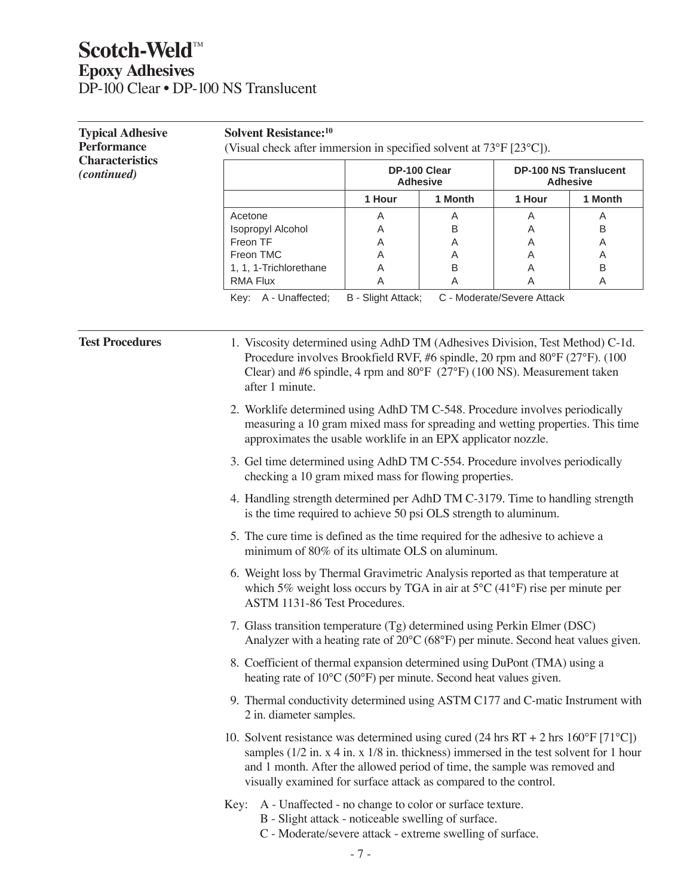# Scotch-Weld™
## Epoxy Adhesives
DP-100 Clear • DP-100 NS Translucent

**Typical Adhesive Performance Characteristics** *(continued)*

**Solvent Resistance:**[10]

(Visual check after immersion in specified solvent at 73°F [23°C]).

| | DP-100 Clear Adhesive | | DP-100 NS Translucent Adhesive | |
|---|---|---|---|---|
| | 1 Hour | 1 Month | 1 Hour | 1 Month |
| Acetone | A | A | A | A |
| Isopropyl Alcohol | A | B | A | B |
| Freon TF | A | A | A | A |
| Freon TMC | A | A | A | A |
| 1, 1, 1-Trichlorethane | A | B | A | B |
| RMA Flux | A | A | A | A |

Key: A - Unaffected; B - Slight Attack; C - Moderate/Severe Attack

**Test Procedures**

1. Viscosity determined using AdhD TM (Adhesives Division, Test Method) C-1d. Procedure involves Brookfield RVF, #6 spindle, 20 rpm and 80°F (27°F). (100 Clear) and #6 spindle, 4 rpm and 80°F (27°F) (100 NS). Measurement taken after 1 minute.
2. Worklife determined using AdhD TM C-548. Procedure involves periodically measuring a 10 gram mixed mass for spreading and wetting properties. This time approximates the usable worklife in an EPX applicator nozzle.
3. Gel time determined using AdhD TM C-554. Procedure involves periodically checking a 10 gram mixed mass for flowing properties.
4. Handling strength determined per AdhD TM C-3179. Time to handling strength is the time required to achieve 50 psi OLS strength to aluminum.
5. The cure time is defined as the time required for the adhesive to achieve a minimum of 80% of its ultimate OLS on aluminum.
6. Weight loss by Thermal Gravimetric Analysis reported as that temperature at which 5% weight loss occurs by TGA in air at 5°C (41°F) rise per minute per ASTM 1131-86 Test Procedures.
7. Glass transition temperature (Tg) determined using Perkin Elmer (DSC) Analyzer with a heating rate of 20°C (68°F) per minute. Second heat values given.
8. Coefficient of thermal expansion determined using DuPont (TMA) using a heating rate of 10°C (50°F) per minute. Second heat values given.
9. Thermal conductivity determined using ASTM C177 and C-matic Instrument with 2 in. diameter samples.
10. Solvent resistance was determined using cured (24 hrs RT + 2 hrs 160°F [71°C]) samples (1/2 in. x 4 in. x 1/8 in. thickness) immersed in the test solvent for 1 hour and 1 month. After the allowed period of time, the sample was removed and visually examined for surface attack as compared to the control.

Key: A - Unaffected - no change to color or surface texture.
B - Slight attack - noticeable swelling of surface.
C - Moderate/severe attack - extreme swelling of surface.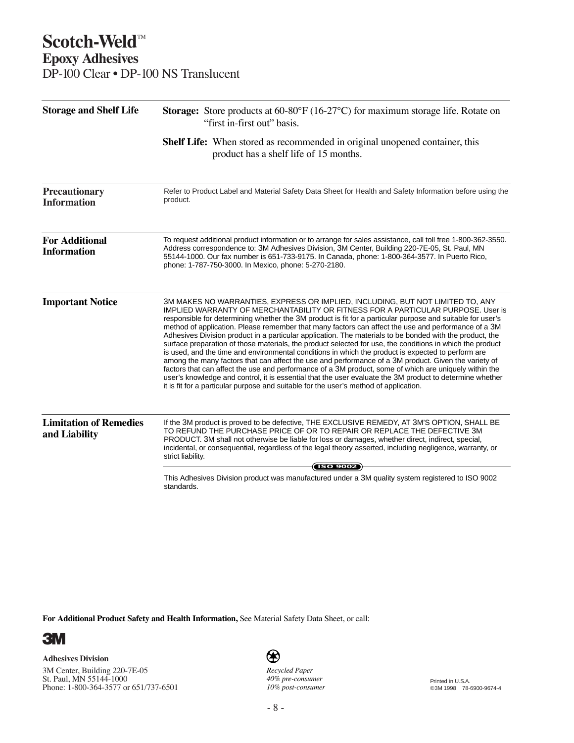# Scotch-Weld™

## Epoxy Adhesives

DP-100 Clear • DP-100 NS Translucent

### Storage and Shelf Life

**Storage:** Store products at 60-80°F (16-27°C) for maximum storage life. Rotate on "first in-first out" basis.

**Shelf Life:** When stored as recommended in original unopened container, this product has a shelf life of 15 months.

### Precautionary Information

Refer to Product Label and Material Safety Data Sheet for Health and Safety Information before using the product.

### For Additional Information

To request additional product information or to arrange for sales assistance, call toll free 1-800-362-3550. Address correspondence to: 3M Adhesives Division, 3M Center, Building 220-7E-05, St. Paul, MN 55144-1000. Our fax number is 651-733-9175. In Canada, phone: 1-800-364-3577. In Puerto Rico, phone: 1-787-750-3000. In Mexico, phone: 5-270-2180.

### Important Notice

3M MAKES NO WARRANTIES, EXPRESS OR IMPLIED, INCLUDING, BUT NOT LIMITED TO, ANY IMPLIED WARRANTY OF MERCHANTABILITY OR FITNESS FOR A PARTICULAR PURPOSE. User is responsible for determining whether the 3M product is fit for a particular purpose and suitable for user's method of application. Please remember that many factors can affect the use and performance of a 3M Adhesives Division product in a particular application. The materials to be bonded with the product, the surface preparation of those materials, the product selected for use, the conditions in which the product is used, and the time and environmental conditions in which the product is expected to perform are among the many factors that can affect the use and performance of a 3M product. Given the variety of factors that can affect the use and performance of a 3M product, some of which are uniquely within the user's knowledge and control, it is essential that the user evaluate the 3M product to determine whether it is fit for a particular purpose and suitable for the user's method of application.

### Limitation of Remedies and Liability

If the 3M product is proved to be defective, THE EXCLUSIVE REMEDY, AT 3M'S OPTION, SHALL BE TO REFUND THE PURCHASE PRICE OF OR TO REPAIR OR REPLACE THE DEFECTIVE 3M PRODUCT. 3M shall not otherwise be liable for loss or damages, whether direct, indirect, special, incidental, or consequential, regardless of the legal theory asserted, including negligence, warranty, or strict liability.

ISO 9002

This Adhesives Division product was manufactured under a 3M quality system registered to ISO 9002 standards.

**For Additional Product Safety and Health Information,** See Material Safety Data Sheet, or call:

3M

**Adhesives Division**

3M Center, Building 220-7E-05
St. Paul, MN 55144-1000
Phone: 1-800-364-3577 or 651/737-6501

*Recycled Paper*
*40% pre-consumer*
*10% post-consumer*

Printed in U.S.A.
©3M 1998 78-6900-9674-4